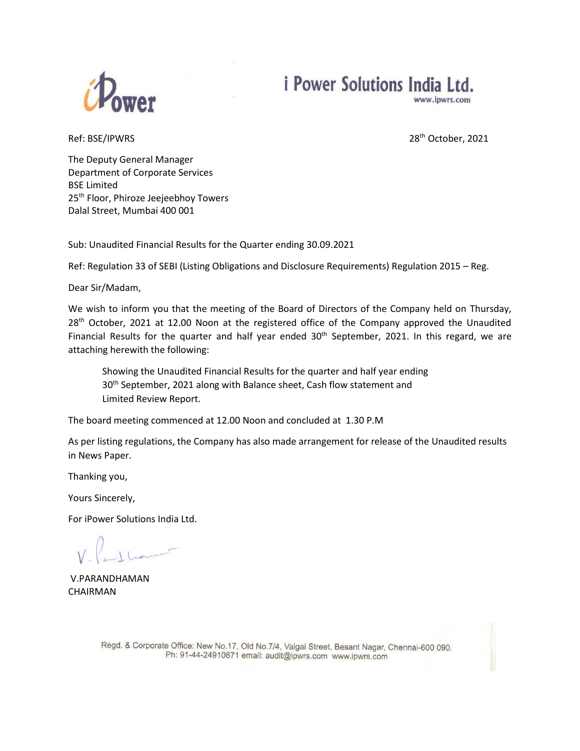# i Power Solutions India Ltd.

www.ipwrs.com

Ref: BSE/IPWRS

28th October, 2021

The Deputy General Manager
Department of Corporate Services
BSE Limited
25th Floor, Phiroze Jeejeebhoy Towers
Dalal Street, Mumbai 400 001

Sub: Unaudited Financial Results for the Quarter ending 30.09.2021

Ref: Regulation 33 of SEBI (Listing Obligations and Disclosure Requirements) Regulation 2015 – Reg.

Dear Sir/Madam,

We wish to inform you that the meeting of the Board of Directors of the Company held on Thursday, 28th October, 2021 at 12.00 Noon at the registered office of the Company approved the Unaudited Financial Results for the quarter and half year ended 30th September, 2021. In this regard, we are attaching herewith the following:

> Showing the Unaudited Financial Results for the quarter and half year ending 30th September, 2021 along with Balance sheet, Cash flow statement and Limited Review Report.

The board meeting commenced at 12.00 Noon and concluded at 1.30 P.M

As per listing regulations, the Company has also made arrangement for release of the Unaudited results in News Paper.

Thanking you,

Yours Sincerely,

For iPower Solutions India Ltd.

V.PARANDHAMAN
CHAIRMAN

Regd. & Corporate Office: New No.17, Old No.7/4, Vaigai Street, Besant Nagar, Chennai-600 090.
Ph: 91-44-24910871 email: audit@ipwrs.com www.ipwrs.com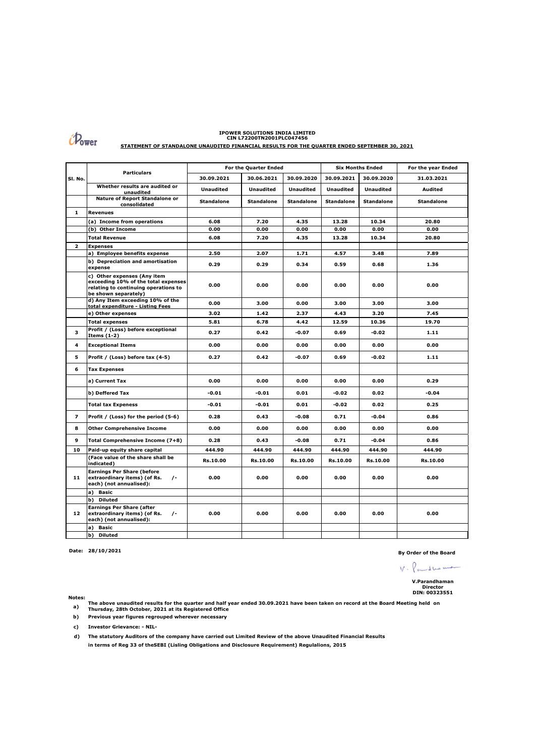**IPOWER SOLUTIONS INDIA LIMITED**
**CIN L72200TN2001PLC047456**

**STATEMENT OF STANDALONE UNAUDITED FINANCIAL RESULTS FOR THE QUARTER ENDED SEPTEMBER 30, 2021**

| Sl. No. | Particulars | For the Quarter Ended | | | Six Months Ended | | For the year Ended |
|---|---|---|---|---|---|---|---|
| | | 30.09.2021 | 30.06.2021 | 30.09.2020 | 30.09.2021 | 30.09.2020 | 31.03.2021 |
| | Whether results are audited or unaudited | Unaudited | Unaudited | Unaudited | Unaudited | Unaudited | Audited |
| | Nature of Report Standalone or consolidated | Standalone | Standalone | Standalone | Standalone | Standalone | Standalone |
| 1 | Revenues | | | | | | |
| | (a) Income from operations | 6.08 | 7.20 | 4.35 | 13.28 | 10.34 | 20.80 |
| | (b) Other Income | 0.00 | 0.00 | 0.00 | 0.00 | 0.00 | 0.00 |
| | Total Revenue | 6.08 | 7.20 | 4.35 | 13.28 | 10.34 | 20.80 |
| 2 | Expenses | | | | | | |
| | a) Employee benefits expense | 2.50 | 2.07 | 1.71 | 4.57 | 3.48 | 7.89 |
| | b) Depreciation and amortisation expense | 0.29 | 0.29 | 0.34 | 0.59 | 0.68 | 1.36 |
| | c) Other expenses (Any item exceeding 10% of the total expenses relating to continuing operations to be shown separately) | 0.00 | 0.00 | 0.00 | 0.00 | 0.00 | 0.00 |
| | d) Any Item exceeding 10% of the total expenditure - Listing Fees | 0.00 | 3.00 | 0.00 | 3.00 | 3.00 | 3.00 |
| | e) Other expenses | 3.02 | 1.42 | 2.37 | 4.43 | 3.20 | 7.45 |
| | Total expenses | 5.81 | 6.78 | 4.42 | 12.59 | 10.36 | 19.70 |
| 3 | Profit / (Loss) before exceptional Items (1-2) | 0.27 | 0.42 | -0.07 | 0.69 | -0.02 | 1.11 |
| 4 | Exceptional Items | 0.00 | 0.00 | 0.00 | 0.00 | 0.00 | 0.00 |
| 5 | Profit / (Loss) before tax (4-5) | 0.27 | 0.42 | -0.07 | 0.69 | -0.02 | 1.11 |
| 6 | Tax Expenses | | | | | | |
| | a) Current Tax | 0.00 | 0.00 | 0.00 | 0.00 | 0.00 | 0.29 |
| | b) Deffered Tax | -0.01 | -0.01 | 0.01 | -0.02 | 0.02 | -0.04 |
| | Total tax Expeness | -0.01 | -0.01 | 0.01 | -0.02 | 0.02 | 0.25 |
| 7 | Profit / (Loss) for the period (5-6) | 0.28 | 0.43 | -0.08 | 0.71 | -0.04 | 0.86 |
| 8 | Other Comprehensive Income | 0.00 | 0.00 | 0.00 | 0.00 | 0.00 | 0.00 |
| 9 | Total Comprehensive Income (7+8) | 0.28 | 0.43 | -0.08 | 0.71 | -0.04 | 0.86 |
| 10 | Paid-up equity share capital | 444.90 | 444.90 | 444.90 | 444.90 | 444.90 | 444.90 |
| | (Face value of the share shall be indicated) | Rs.10.00 | Rs.10.00 | Rs.10.00 | Rs.10.00 | Rs.10.00 | Rs.10.00 |
| 11 | Earnings Per Share (before extraordinary items) (of Rs. /- each) (not annualised): | 0.00 | 0.00 | 0.00 | 0.00 | 0.00 | 0.00 |
| | a) Basic | | | | | | |
| | b) Diluted | | | | | | |
| 12 | Earnings Per Share (after extraordinary items) (of Rs. /- each) (not annualised): | 0.00 | 0.00 | 0.00 | 0.00 | 0.00 | 0.00 |
| | a) Basic | | | | | | |
| | b) Diluted | | | | | | |

**Date: 28/10/2021**

**By Order of the Board**

**V.Parandhaman**
**Director**
**DIN: 00323551**

**Notes:**

a) The above unaudited results for the quarter and half year ended 30.09.2021 have been taken on record at the Board Meeting held on Thursday, 28th October, 2021 at its Registered Office

b) Previous year figures regrouped wherever necessary

c) Investor Grievance: - NIL-

d) The statutory Auditors of the company have carried out Limited Review of the above Unaudited Financial Results in terms of Reg 33 of theSEBI (Lisling Obligations and Disclosure Requirement) Regulalions, 2015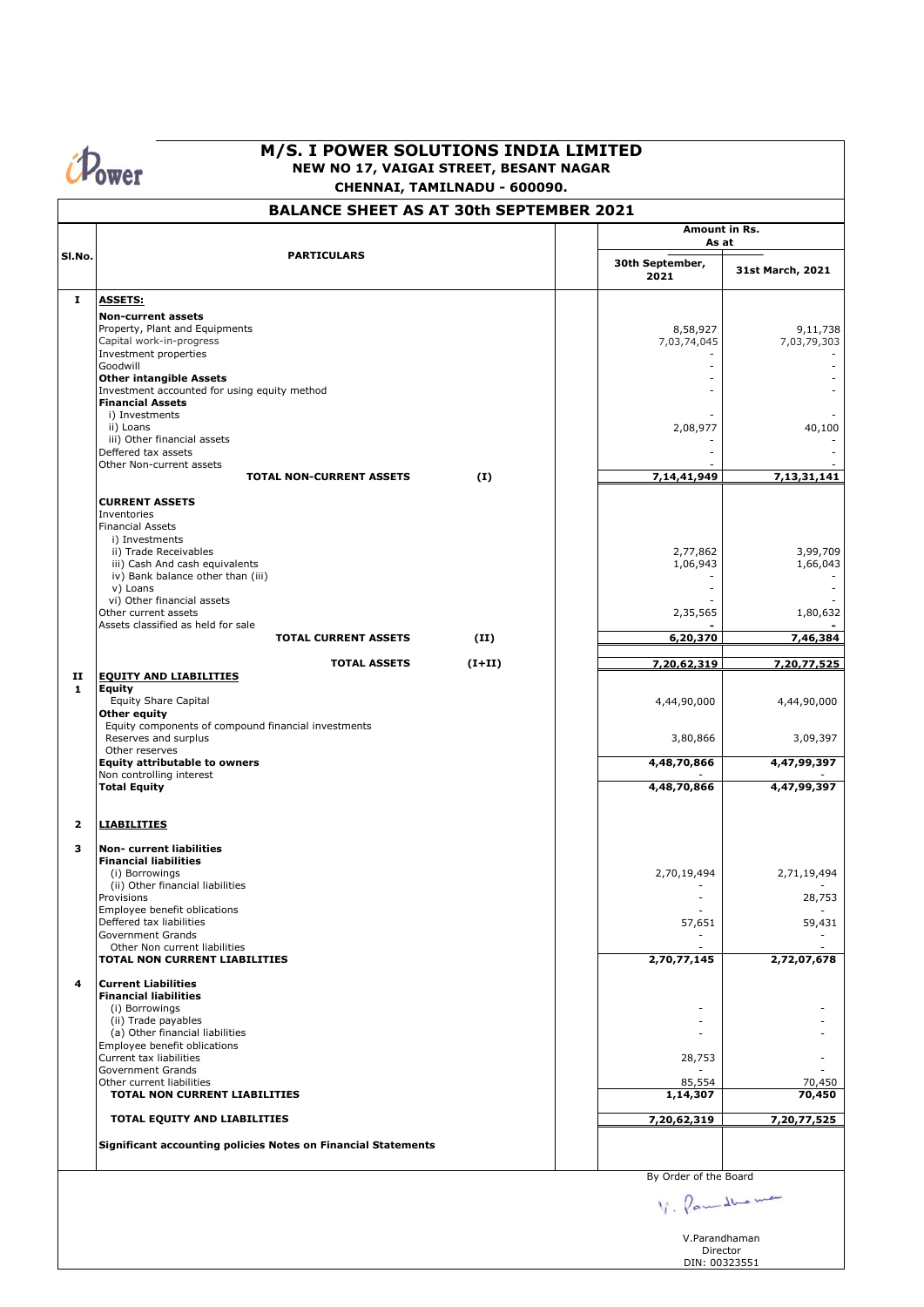# M/S. I POWER SOLUTIONS INDIA LIMITED

**NEW NO 17, VAIGAI STREET, BESANT NAGAR**

**CHENNAI, TAMILNADU - 600090.**

## BALANCE SHEET AS AT 30th SEPTEMBER 2021

| Sl.No. | PARTICULARS | | Amount in Rs. As at 30th September, 2021 | 31st March, 2021 |
|---|---|---|---|---|
| I | **ASSETS:** | | | |
| | **Non-current assets** | | | |
| | Property, Plant and Equipments | | 8,58,927 | 9,11,738 |
| | Capital work-in-progress | | 7,03,74,045 | 7,03,79,303 |
| | Investment properties | | - | - |
| | Goodwill | | - | - |
| | **Other intangible Assets** | | - | - |
| | Investment accounted for using equity method | | - | - |
| | **Financial Assets** | | | |
| | i) Investments | | - | - |
| | ii) Loans | | 2,08,977 | 40,100 |
| | iii) Other financial assets | | - | - |
| | Deffered tax assets | | - | - |
| | Other Non-current assets | | - | - |
| | **TOTAL NON-CURRENT ASSETS** | **(I)** | **7,14,41,949** | **7,13,31,141** |
| | **CURRENT ASSETS** | | | |
| | Inventories | | | |
| | Financial Assets | | | |
| | i) Investments | | | |
| | ii) Trade Receivables | | 2,77,862 | 3,99,709 |
| | iii) Cash And cash equivalents | | 1,06,943 | 1,66,043 |
| | iv) Bank balance other than (iii) | | - | - |
| | v) Loans | | - | - |
| | vi) Other financial assets | | - | - |
| | Other current assets | | 2,35,565 | 1,80,632 |
| | Assets classified as held for sale | | - | - |
| | **TOTAL CURRENT ASSETS** | **(II)** | **6,20,370** | **7,46,384** |
| | **TOTAL ASSETS** | **(I+II)** | **7,20,62,319** | **7,20,77,525** |
| II | **EQUITY AND LIABILITIES** | | | |
| 1 | **Equity** | | | |
| | Equity Share Capital | | 4,44,90,000 | 4,44,90,000 |
| | **Other equity** | | | |
| | Equity components of compound financial investments | | | |
| | Reserves and surplus | | 3,80,866 | 3,09,397 |
| | Other reserves | | | |
| | **Equity attributable to owners** | | **4,48,70,866** | **4,47,99,397** |
| | Non controlling interest | | - | - |
| | **Total Equity** | | **4,48,70,866** | **4,47,99,397** |
| 2 | **LIABILITIES** | | | |
| 3 | **Non- current liabilities** | | | |
| | **Financial liabilities** | | | |
| | (i) Borrowings | | 2,70,19,494 | 2,71,19,494 |
| | (ii) Other financial liabilities | | - | - |
| | Provisions | | - | 28,753 |
| | Employee benefit oblications | | - | - |
| | Deffered tax liabilities | | 57,651 | 59,431 |
| | Government Grands | | - | - |
| | Other Non current liabilities | | - | - |
| | **TOTAL NON CURRENT LIABILITIES** | | **2,70,77,145** | **2,72,07,678** |
| 4 | **Current Liabilities** | | | |
| | **Financial liabilities** | | | |
| | (i) Borrowings | | - | - |
| | (ii) Trade payables | | - | - |
| | (a) Other financial liabilities | | - | - |
| | Employee benefit oblications | | | |
| | Current tax liabilities | | 28,753 | - |
| | Government Grands | | - | - |
| | Other current liabilities | | 85,554 | 70,450 |
| | **TOTAL NON CURRENT LIABILITIES** | | **1,14,307** | **70,450** |
| | **TOTAL EQUITY AND LIABILITIES** | | **7,20,62,319** | **7,20,77,525** |
| | **Significant accounting policies Notes on Financial Statements** | | | |

By Order of the Board

V.Parandhaman
Director
DIN: 00323551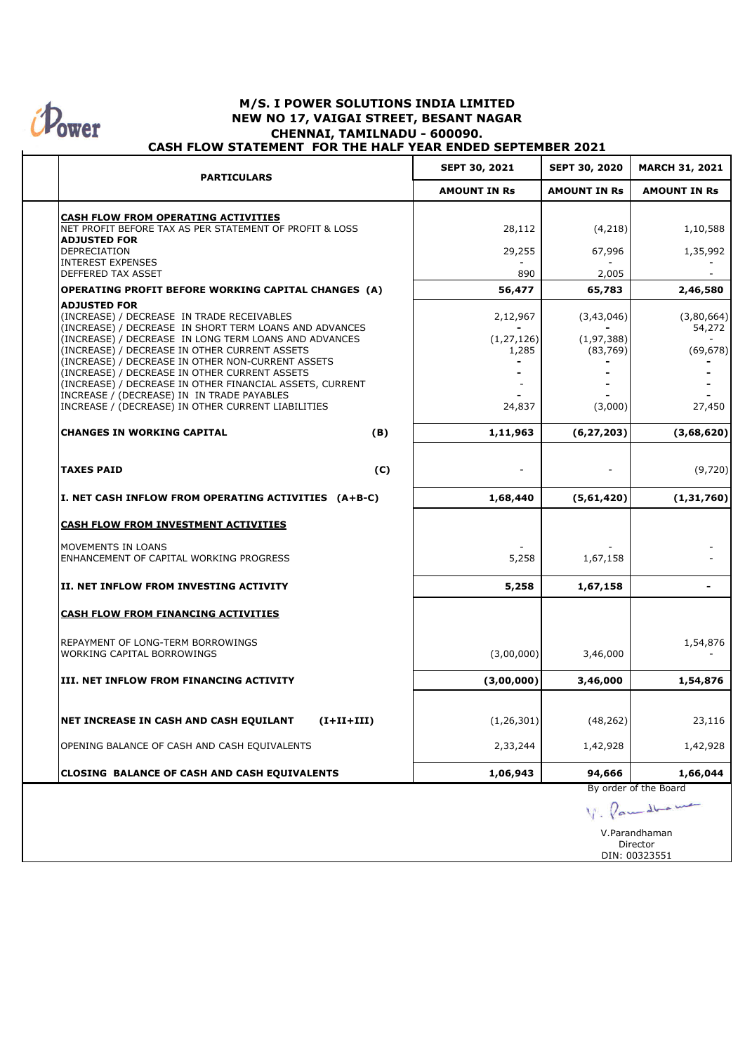# M/S. I POWER SOLUTIONS INDIA LIMITED
## NEW NO 17, VAIGAI STREET, BESANT NAGAR
## CHENNAI, TAMILNADU - 600090.
## CASH FLOW STATEMENT FOR THE HALF YEAR ENDED SEPTEMBER 2021

| PARTICULARS | | SEPT 30, 2021 | SEPT 30, 2020 | MARCH 31, 2021 |
|---|---|---|---|---|
| | | AMOUNT IN Rs | AMOUNT IN Rs | AMOUNT IN Rs |
| **CASH FLOW FROM OPERATING ACTIVITIES** | | | | |
| NET PROFIT BEFORE TAX AS PER STATEMENT OF PROFIT & LOSS | | 28,112 | (4,218) | 1,10,588 |
| **ADJUSTED FOR** | | | | |
| DEPRECIATION | | 29,255 | 67,996 | 1,35,992 |
| INTEREST EXPENSES | | - | - | - |
| DEFFERED TAX ASSET | | 890 | 2,005 | - |
| **OPERATING PROFIT BEFORE WORKING CAPITAL CHANGES (A)** | | **56,477** | **65,783** | **2,46,580** |
| **ADJUSTED FOR** | | | | |
| (INCREASE) / DECREASE IN TRADE RECEIVABLES | | 2,12,967 | (3,43,046) | (3,80,664) |
| (INCREASE) / DECREASE IN SHORT TERM LOANS AND ADVANCES | | - | - | 54,272 |
| (INCREASE) / DECREASE IN LONG TERM LOANS AND ADVANCES | | (1,27,126) | (1,97,388) | - |
| (INCREASE) / DECREASE IN OTHER CURRENT ASSETS | | 1,285 | (83,769) | (69,678) |
| (INCREASE) / DECREASE IN OTHER NON-CURRENT ASSETS | | - | - | - |
| (INCREASE) / DECREASE IN OTHER CURRENT ASSETS | | - | - | - |
| (INCREASE) / DECREASE IN OTHER FINANCIAL ASSETS, CURRENT | | - | - | - |
| INCREASE / (DECREASE) IN IN TRADE PAYABLES | | - | - | - |
| INCREASE / (DECREASE) IN OTHER CURRENT LIABILITIES | | 24,837 | (3,000) | 27,450 |
| **CHANGES IN WORKING CAPITAL** | **(B)** | **1,11,963** | **(6,27,203)** | **(3,68,620)** |
| **TAXES PAID** | **(C)** | - | - | (9,720) |
| **I. NET CASH INFLOW FROM OPERATING ACTIVITIES (A+B-C)** | | **1,68,440** | **(5,61,420)** | **(1,31,760)** |
| **CASH FLOW FROM INVESTMENT ACTIVITIES** | | | | |
| MOVEMENTS IN LOANS | | - | - | - |
| ENHANCEMENT OF CAPITAL WORKING PROGRESS | | 5,258 | 1,67,158 | - |
| **II. NET INFLOW FROM INVESTING ACTIVITY** | | **5,258** | **1,67,158** | **-** |
| **CASH FLOW FROM FINANCING ACTIVITIES** | | | | |
| REPAYMENT OF LONG-TERM BORROWINGS | | | | 1,54,876 |
| WORKING CAPITAL BORROWINGS | | (3,00,000) | 3,46,000 | - |
| **III. NET INFLOW FROM FINANCING ACTIVITY** | | **(3,00,000)** | **3,46,000** | **1,54,876** |
| **NET INCREASE IN CASH AND CASH EQUILANT** | **(I+II+III)** | (1,26,301) | (48,262) | 23,116 |
| OPENING BALANCE OF CASH AND CASH EQUIVALENTS | | 2,33,244 | 1,42,928 | 1,42,928 |
| **CLOSING BALANCE OF CASH AND CASH EQUIVALENTS** | | **1,06,943** | **94,666** | **1,66,044** |

By order of the Board

V.Parandhaman
Director
DIN: 00323551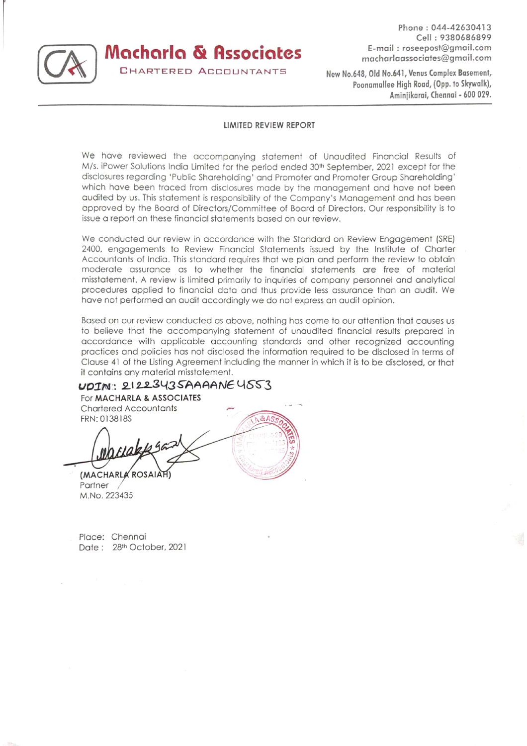# Macharla & Associates

CHARTERED ACCOUNTANTS

Phone : 044-42630413
Cell : 9380686899
E-mail : roseepost@gmail.com
macharlaassociates@gmail.com

New No.648, Old No.641, Venus Complex Basement,
Poonamallee High Road, (Opp. to Skywalk),
Aminjikarai, Chennai - 600 029.

## LIMITED REVIEW REPORT

We have reviewed the accompanying statement of Unaudited Financial Results of M/s. iPower Solutions India Limited for the period ended 30th September, 2021 except for the disclosures regarding 'Public Shareholding' and Promoter and Promoter Group Shareholding' which have been traced from disclosures made by the management and have not been audited by us. This statement is responsibility of the Company's Management and has been approved by the Board of Directors/Committee of Board of Directors. Our responsibility is to issue a report on these financial statements based on our review.

We conducted our review in accordance with the Standard on Review Engagement (SRE) 2400, engagements to Review Financial Statements issued by the Institute of Charter Accountants of India. This standard requires that we plan and perform the review to obtain moderate assurance as to whether the financial statements are free of material misstatement. A review is limited primarily to inquiries of company personnel and analytical procedures applied to financial data and thus provide less assurance than an audit. We have not performed an audit accordingly we do not express an audit opinion.

Based on our review conducted as above, nothing has come to our attention that causes us to believe that the accompanying statement of unaudited financial results prepared in accordance with applicable accounting standards and other recognized accounting practices and policies has not disclosed the information required to be disclosed in terms of Clause 41 of the Listing Agreement including the manner in which it is to be disclosed, or that it contains any material misstatement.

UDIN: 21223435AAAANE4553

For **MACHARLA & ASSOCIATES**
Chartered Accountants
FRN: 013818S

(MACHARLA ROSAIAH)
Partner
M.No. 223435

Place: Chennai
Date : 28th October, 2021